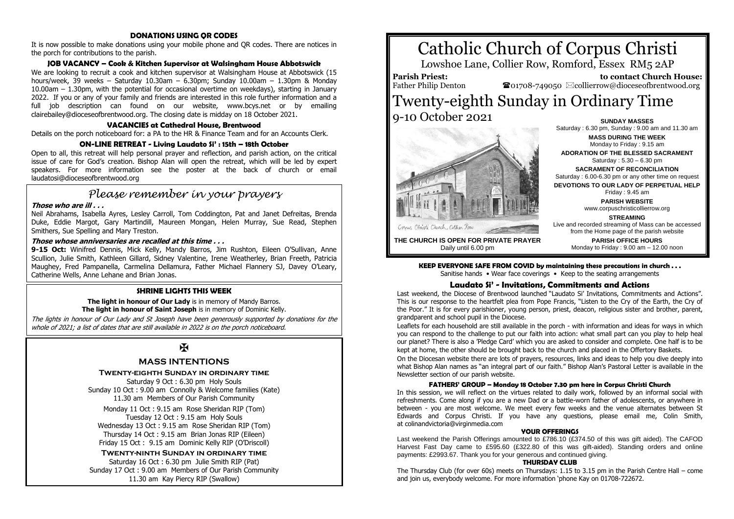# Catholic Church of Corpus Christi

Lowshoe Lane, Collier Row, Romford, Essex RM5 2AP

**Parish Priest:**
Father Philip Denton

**to contact Church House:**
☎01708-749050 ✉collierrow@dioceseofbrentwood.org

# Twenty-eighth Sunday in Ordinary Time

9-10 October 2021

Corpus Christi Church, Collier Row

**THE CHURCH IS OPEN FOR PRIVATE PRAYER**
Daily until 6.00 pm

**SUNDAY MASSES**
Saturday : 6.30 pm, Sunday : 9.00 am and 11.30 am

**MASS DURING THE WEEK**
Monday to Friday : 9.15 am

**ADORATION OF THE BLESSED SACRAMENT**
Saturday : 5.30 – 6.30 pm

**SACRAMENT OF RECONCILIATION**
Saturday : 6.00-6.30 pm or any other time on request

**DEVOTIONS TO OUR LADY OF PERPETUAL HELP**
Friday : 9.45 am

**PARISH WEBSITE**
www.corpuschristicollierrow.org

**STREAMING**
Live and recorded streaming of Mass can be accessed from the Home page of the parish website

**PARISH OFFICE HOURS**
Monday to Friday : 9.00 am – 12.00 noon

**KEEP EVERYONE SAFE FROM COVID by maintaining these precautions in church . . .**
Sanitise hands • Wear face coverings • Keep to the seating arrangements

### Laudato Si' - Invitations, Commitments and Actions

Last weekend, the Diocese of Brentwood launched "Laudato Si' Invitations, Commitments and Actions". This is our response to the heartfelt plea from Pope Francis, "Listen to the Cry of the Earth, the Cry of the Poor." It is for every parishioner, young person, priest, deacon, religious sister and brother, parent, grandparent and school pupil in the Diocese.

Leaflets for each household are still available in the porch - with information and ideas for ways in which you can respond to the challenge to put our faith into action: what small part can you play to help heal our planet? There is also a 'Pledge Card' which you are asked to consider and complete. One half is to be kept at home, the other should be brought back to the church and placed in the Offertory Baskets.

On the Diocesan website there are lots of prayers, resources, links and ideas to help you dive deeply into what Bishop Alan names as "an integral part of our faith." Bishop Alan's Pastoral Letter is available in the Newsletter section of our parish website.

#### FATHERS' GROUP – Monday 18 October 7.30 pm here in Corpus Christi Church

In this session, we will reflect on the virtues related to daily work, followed by an informal social with refreshments. Come along if you are a new Dad or a battle-worn father of adolescents, or anywhere in between - you are most welcome. We meet every few weeks and the venue alternates between St Edwards and Corpus Christi. If you have any questions, please email me, Colin Smith, at colinandvictoria@virginmedia.com

#### YOUR OFFERINGS

Last weekend the Parish Offerings amounted to £786.10 (£374.50 of this was gift aided). The CAFOD Harvest Fast Day came to £595.60 (£322.80 of this was gift-aided). Standing orders and online payments: £2993.67. Thank you for your generous and continued giving.

#### THURSDAY CLUB

The Thursday Club (for over 60s) meets on Thursdays: 1.15 to 3.15 pm in the Parish Centre Hall – come and join us, everybody welcome. For more information 'phone Kay on 01708-722672.

#### DONATIONS USING QR CODES

It is now possible to make donations using your mobile phone and QR codes. There are notices in the porch for contributions to the parish.

#### JOB VACANCY – Cook & Kitchen Supervisor at Walsingham House Abbotswick

We are looking to recruit a cook and kitchen supervisor at Walsingham House at Abbotswick (15 hours/week, 39 weeks – Saturday 10.30am – 6.30pm; Sunday 10.00am – 1.30pm & Monday 10.00am – 1.30pm, with the potential for occasional overtime on weekdays), starting in January 2022. If you or any of your family and friends are interested in this role further information and a full job description can found on our website, www.bcys.net or by emailing clairebailey@dioceseofbrentwood.org. The closing date is midday on 18 October 2021.

#### VACANCIES at Cathedral House, Brentwood

Details on the porch noticeboard for: a PA to the HR & Finance Team and for an Accounts Clerk.

#### ON-LINE RETREAT - Living Laudato Si' : 15th – 18th October

Open to all, this retreat will help personal prayer and reflection, and parish action, on the critical issue of care for God's creation. Bishop Alan will open the retreat, which will be led by expert speakers. For more information see the poster at the back of church or email laudatosi@dioceseofbrentwood.org

## *Please remember in your prayers*

***Those who are ill . . .***

Neil Abrahams, Isabella Ayres, Lesley Carroll, Tom Coddington, Pat and Janet Defreitas, Brenda Duke, Eddie Margot, Gary Martindill, Maureen Mongan, Helen Murray, Sue Read, Stephen Smithers, Sue Spelling and Mary Treston.

***Those whose anniversaries are recalled at this time . . .***

**9-15 Oct:** Winifred Dennis, Mick Kelly, Mandy Barros, Jim Rushton, Eileen O'Sullivan, Anne Scullion, Julie Smith, Kathleen Gillard, Sidney Valentine, Irene Weatherley, Brian Freeth, Patricia Maughey, Fred Pampanella, Carmelina Dellamura, Father Michael Flannery SJ, Davey O'Leary, Catherine Wells, Anne Lehane and Brian Jonas.

#### SHRINE LIGHTS THIS WEEK

**The light in honour of Our Lady** is in memory of Mandy Barros.
**The light in honour of Saint Joseph** is in memory of Dominic Kelly.

*The lights in honour of Our Lady and St Joseph have been generously supported by donations for the whole of 2021; a list of dates that are still available in 2022 is on the porch noticeboard.*

✠

### MASS INTENTIONS

**Twenty-eighth Sunday in ordinary time**

Saturday 9 Oct : 6.30 pm Holy Souls
Sunday 10 Oct : 9.00 am Connolly & Welcome families (Kate)
11.30 am Members of Our Parish Community

Monday 11 Oct : 9.15 am Rose Sheridan RIP (Tom)
Tuesday 12 Oct : 9.15 am Holy Souls
Wednesday 13 Oct : 9.15 am Rose Sheridan RIP (Tom)
Thursday 14 Oct : 9.15 am Brian Jonas RIP (Eileen)
Friday 15 Oct : 9.15 am Dominic Kelly RIP (O'Driscoll)

**Twenty-ninth Sunday in ordinary time**

Saturday 16 Oct : 6.30 pm Julie Smith RIP (Pat)
Sunday 17 Oct : 9.00 am Members of Our Parish Community
11.30 am Kay Piercy RIP (Swallow)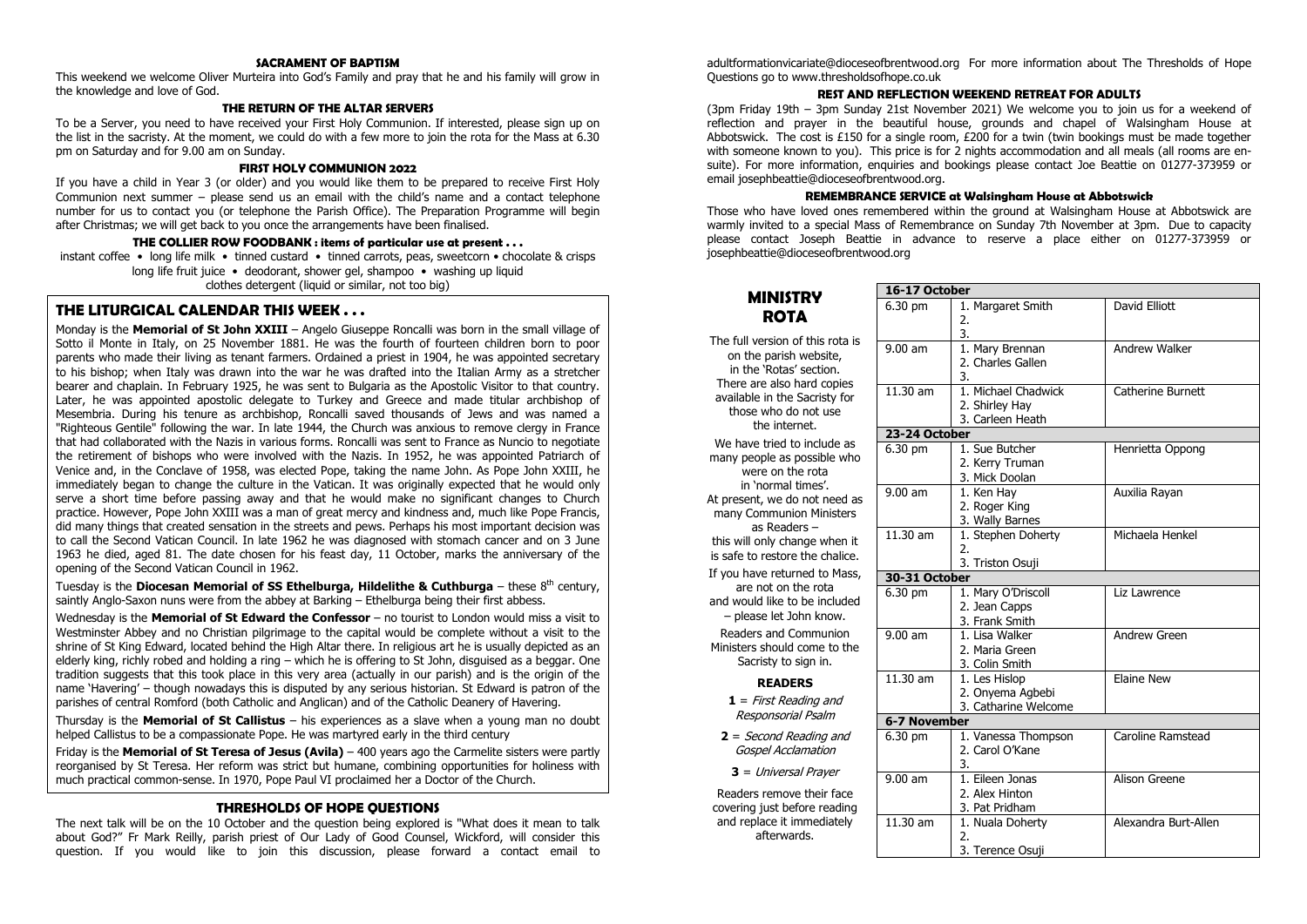### SACRAMENT OF BAPTISM

This weekend we welcome Oliver Murteira into God's Family and pray that he and his family will grow in the knowledge and love of God.

### THE RETURN OF THE ALTAR SERVERS

To be a Server, you need to have received your First Holy Communion. If interested, please sign up on the list in the sacristy. At the moment, we could do with a few more to join the rota for the Mass at 6.30 pm on Saturday and for 9.00 am on Sunday.

### FIRST HOLY COMMUNION 2022

If you have a child in Year 3 (or older) and you would like them to be prepared to receive First Holy Communion next summer – please send us an email with the child's name and a contact telephone number for us to contact you (or telephone the Parish Office). The Preparation Programme will begin after Christmas; we will get back to you once the arrangements have been finalised.

### THE COLLIER ROW FOODBANK : items of particular use at present . . .

instant coffee • long life milk • tinned custard • tinned carrots, peas, sweetcorn • chocolate & crisps
long life fruit juice • deodorant, shower gel, shampoo • washing up liquid
clothes detergent (liquid or similar, not too big)

## THE LITURGICAL CALENDAR THIS WEEK . . .

Monday is the **Memorial of St John XXIII** – Angelo Giuseppe Roncalli was born in the small village of Sotto il Monte in Italy, on 25 November 1881. He was the fourth of fourteen children born to poor parents who made their living as tenant farmers. Ordained a priest in 1904, he was appointed secretary to his bishop; when Italy was drawn into the war he was drafted into the Italian Army as a stretcher bearer and chaplain. In February 1925, he was sent to Bulgaria as the Apostolic Visitor to that country. Later, he was appointed apostolic delegate to Turkey and Greece and made titular archbishop of Mesembria. During his tenure as archbishop, Roncalli saved thousands of Jews and was named a "Righteous Gentile" following the war. In late 1944, the Church was anxious to remove clergy in France that had collaborated with the Nazis in various forms. Roncalli was sent to France as Nuncio to negotiate the retirement of bishops who were involved with the Nazis. In 1952, he was appointed Patriarch of Venice and, in the Conclave of 1958, was elected Pope, taking the name John. As Pope John XXIII, he immediately began to change the culture in the Vatican. It was originally expected that he would only serve a short time before passing away and that he would make no significant changes to Church practice. However, Pope John XXIII was a man of great mercy and kindness and, much like Pope Francis, did many things that created sensation in the streets and pews. Perhaps his most important decision was to call the Second Vatican Council. In late 1962 he was diagnosed with stomach cancer and on 3 June 1963 he died, aged 81. The date chosen for his feast day, 11 October, marks the anniversary of the opening of the Second Vatican Council in 1962.

Tuesday is the **Diocesan Memorial of SS Ethelburga, Hildelithe & Cuthburga** – these 8th century, saintly Anglo-Saxon nuns were from the abbey at Barking – Ethelburga being their first abbess.

Wednesday is the **Memorial of St Edward the Confessor** – no tourist to London would miss a visit to Westminster Abbey and no Christian pilgrimage to the capital would be complete without a visit to the shrine of St King Edward, located behind the High Altar there. In religious art he is usually depicted as an elderly king, richly robed and holding a ring – which he is offering to St John, disguised as a beggar. One tradition suggests that this took place in this very area (actually in our parish) and is the origin of the name 'Havering' – though nowadays this is disputed by any serious historian. St Edward is patron of the parishes of central Romford (both Catholic and Anglican) and of the Catholic Deanery of Havering.

Thursday is the **Memorial of St Callistus** – his experiences as a slave when a young man no doubt helped Callistus to be a compassionate Pope. He was martyred early in the third century

Friday is the **Memorial of St Teresa of Jesus (Avila)** – 400 years ago the Carmelite sisters were partly reorganised by St Teresa. Her reform was strict but humane, combining opportunities for holiness with much practical common-sense. In 1970, Pope Paul VI proclaimed her a Doctor of the Church.

### THRESHOLDS OF HOPE QUESTIONS

The next talk will be on the 10 October and the question being explored is "What does it mean to talk about God?" Fr Mark Reilly, parish priest of Our Lady of Good Counsel, Wickford, will consider this question. If you would like to join this discussion, please forward a contact email to adultformationvicariate@dioceseofbrentwood.org For more information about The Thresholds of Hope Questions go to www.thresholdsofhope.co.uk

### REST AND REFLECTION WEEKEND RETREAT FOR ADULTS

(3pm Friday 19th – 3pm Sunday 21st November 2021) We welcome you to join us for a weekend of reflection and prayer in the beautiful house, grounds and chapel of Walsingham House at Abbotswick. The cost is £150 for a single room, £200 for a twin (twin bookings must be made together with someone known to you). This price is for 2 nights accommodation and all meals (all rooms are en-suite). For more information, enquiries and bookings please contact Joe Beattie on 01277-373959 or email josephbeattie@dioceseofbrentwood.org.

### REMEMBRANCE SERVICE at Walsingham House at Abbotswick

Those who have loved ones remembered within the ground at Walsingham House at Abbotswick are warmly invited to a special Mass of Remembrance on Sunday 7th November at 3pm. Due to capacity please contact Joseph Beattie in advance to reserve a place either on 01277-373959 or josephbeattie@dioceseofbrentwood.org

## MINISTRY ROTA

The full version of this rota is on the parish website, in the 'Rotas' section. There are also hard copies available in the Sacristy for those who do not use the internet.

We have tried to include as many people as possible who were on the rota in 'normal times'. At present, we do not need as many Communion Ministers as Readers – this will only change when it is safe to restore the chalice.

If you have returned to Mass, are not on the rota and would like to be included – please let John know.

Readers and Communion Ministers should come to the Sacristy to sign in.

**READERS**

**1** = *First Reading and Responsorial Psalm*

**2** = *Second Reading and Gospel Acclamation*

**3** = *Universal Prayer*

Readers remove their face covering just before reading and replace it immediately afterwards.

| | | |
|---|---|---|
| **16-17 October** | | |
| 6.30 pm | 1. Margaret Smith<br>2.<br>3. | David Elliott |
| 9.00 am | 1. Mary Brennan<br>2. Charles Gallen<br>3. | Andrew Walker |
| 11.30 am | 1. Michael Chadwick<br>2. Shirley Hay<br>3. Carleen Heath | Catherine Burnett |
| **23-24 October** | | |
| 6.30 pm | 1. Sue Butcher<br>2. Kerry Truman<br>3. Mick Doolan | Henrietta Oppong |
| 9.00 am | 1. Ken Hay<br>2. Roger King<br>3. Wally Barnes | Auxilia Rayan |
| 11.30 am | 1. Stephen Doherty<br>2.<br>3. Triston Osuji | Michaela Henkel |
| **30-31 October** | | |
| 6.30 pm | 1. Mary O'Driscoll<br>2. Jean Capps<br>3. Frank Smith | Liz Lawrence |
| 9.00 am | 1. Lisa Walker<br>2. Maria Green<br>3. Colin Smith | Andrew Green |
| 11.30 am | 1. Les Hislop<br>2. Onyema Agbebi<br>3. Catharine Welcome | Elaine New |
| **6-7 November** | | |
| 6.30 pm | 1. Vanessa Thompson<br>2. Carol O'Kane<br>3. | Caroline Ramstead |
| 9.00 am | 1. Eileen Jonas<br>2. Alex Hinton<br>3. Pat Pridham | Alison Greene |
| 11.30 am | 1. Nuala Doherty<br>2.<br>3. Terence Osuji | Alexandra Burt-Allen |